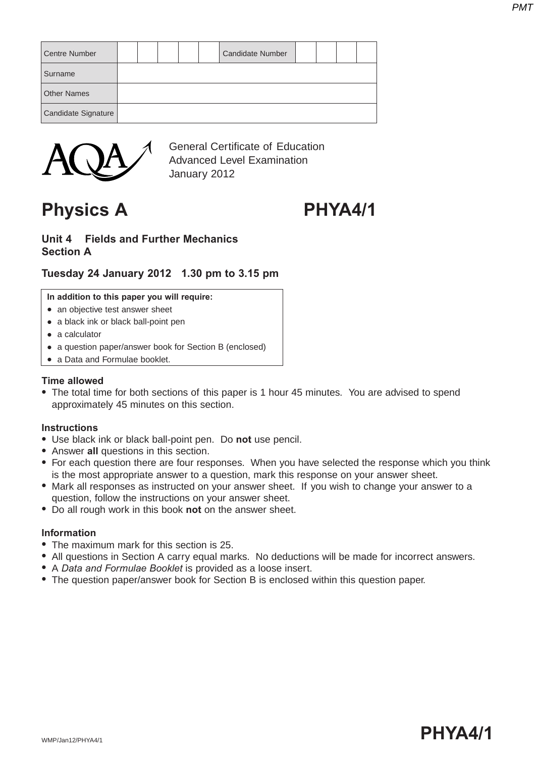| Centre Number | | | | | | Candidate Number | | | | |
|---|---|---|---|---|---|---|---|---|---|---|
| Surname | | | | | | | | | | |
| Other Names | | | | | | | | | | |
| Candidate Signature | | | | | | | | | | |

General Certificate of Education
Advanced Level Examination
January 2012

# Physics A PHYA4/1

## Unit 4 Fields and Further Mechanics
## Section A

**Tuesday 24 January 2012 1.30 pm to 3.15 pm**

**In addition to this paper you will require:**

- an objective test answer sheet
- a black ink or black ball-point pen
- a calculator
- a question paper/answer book for Section B (enclosed)
- a Data and Formulae booklet.

**Time allowed**

- The total time for both sections of this paper is 1 hour 45 minutes. You are advised to spend approximately 45 minutes on this section.

**Instructions**

- Use black ink or black ball-point pen. Do **not** use pencil.
- Answer **all** questions in this section.
- For each question there are four responses. When you have selected the response which you think is the most appropriate answer to a question, mark this response on your answer sheet.
- Mark all responses as instructed on your answer sheet. If you wish to change your answer to a question, follow the instructions on your answer sheet.
- Do all rough work in this book **not** on the answer sheet.

**Information**

- The maximum mark for this section is 25.
- All questions in Section A carry equal marks. No deductions will be made for incorrect answers.
- A *Data and Formulae Booklet* is provided as a loose insert.
- The question paper/answer book for Section B is enclosed within this question paper.

WMP/Jan12/PHYA4/1

**PHYA4/1**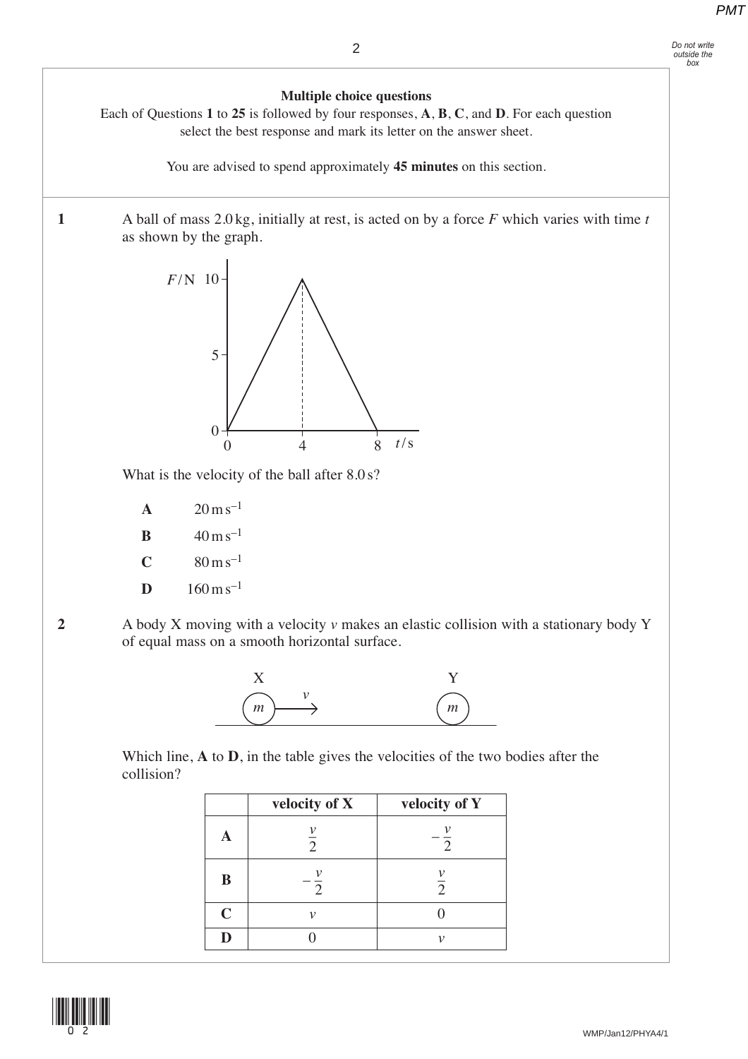**Multiple choice questions**

Each of Questions **1** to **25** is followed by four responses, **A**, **B**, **C**, and **D**. For each question select the best response and mark its letter on the answer sheet.

You are advised to spend approximately **45 minutes** on this section.

**1** A ball of mass 2.0 kg, initially at rest, is acted on by a force $F$ which varies with time $t$ as shown by the graph.

What is the velocity of the ball after 8.0 s?

- **A** $20\,\mathrm{m\,s^{-1}}$
- **B** $40\,\mathrm{m\,s^{-1}}$
- **C** $80\,\mathrm{m\,s^{-1}}$
- **D** $160\,\mathrm{m\,s^{-1}}$

**2** A body X moving with a velocity $v$ makes an elastic collision with a stationary body Y of equal mass on a smooth horizontal surface.

Which line, **A** to **D**, in the table gives the velocities of the two bodies after the collision?

| | velocity of X | velocity of Y |
|---|---|---|
| **A** | $\frac{v}{2}$ | $-\frac{v}{2}$ |
| **B** | $-\frac{v}{2}$ | $\frac{v}{2}$ |
| **C** | $v$ | 0 |
| **D** | 0 | $v$ |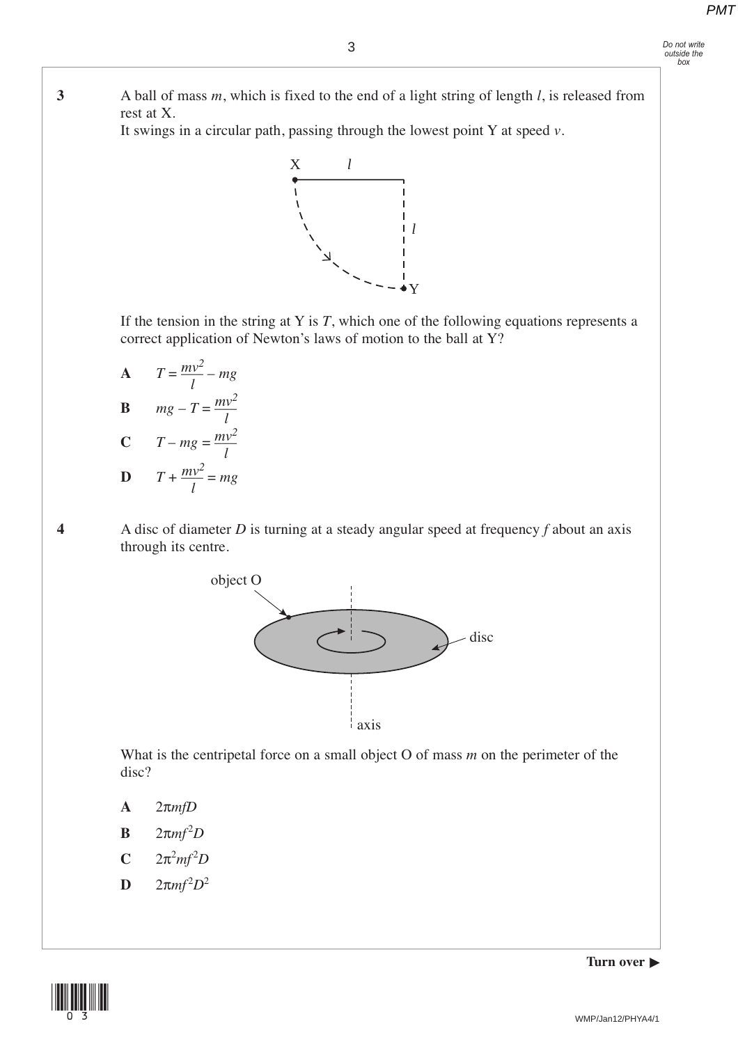**3** A ball of mass $m$, which is fixed to the end of a light string of length $l$, is released from rest at X.
It swings in a circular path, passing through the lowest point Y at speed $v$.

If the tension in the string at Y is $T$, which one of the following equations represents a correct application of Newton's laws of motion to the ball at Y?

**A** $T = \frac{mv^2}{l} - mg$

**B** $mg - T = \frac{mv^2}{l}$

**C** $T - mg = \frac{mv^2}{l}$

**D** $T + \frac{mv^2}{l} = mg$

**4** A disc of diameter $D$ is turning at a steady angular speed at frequency $f$ about an axis through its centre.

What is the centripetal force on a small object O of mass $m$ on the perimeter of the disc?

**A** $2\pi mfD$

**B** $2\pi mf^2D$

**C** $2\pi^2 mf^2D$

**D** $2\pi mf^2D^2$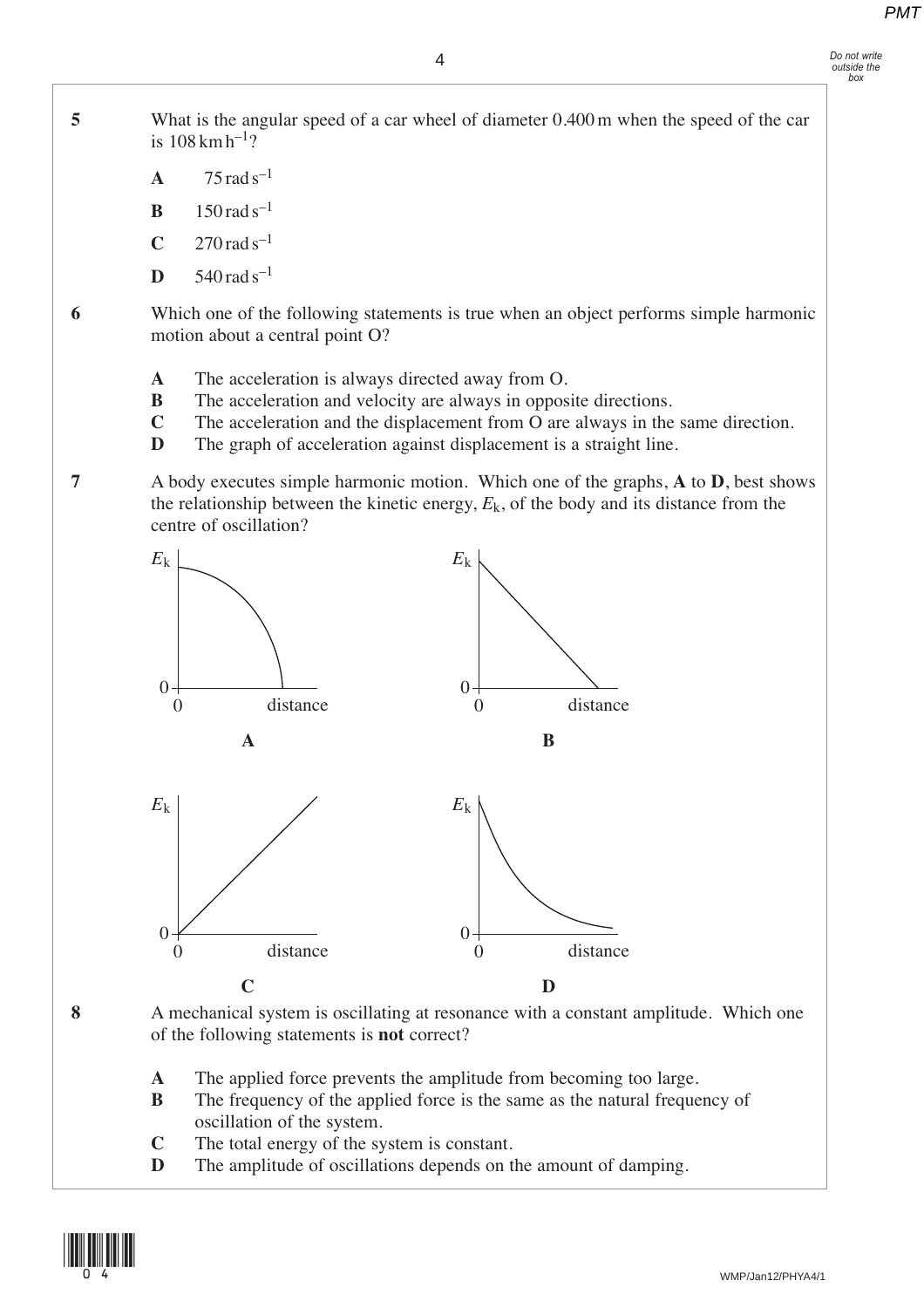**5** What is the angular speed of a car wheel of diameter 0.400 m when the speed of the car is 108 km h$^{-1}$?

**A** 75 rad s$^{-1}$

**B** 150 rad s$^{-1}$

**C** 270 rad s$^{-1}$

**D** 540 rad s$^{-1}$

**6** Which one of the following statements is true when an object performs simple harmonic motion about a central point O?

**A** The acceleration is always directed away from O.
**B** The acceleration and velocity are always in opposite directions.
**C** The acceleration and the displacement from O are always in the same direction.
**D** The graph of acceleration against displacement is a straight line.

**7** A body executes simple harmonic motion. Which one of the graphs, **A** to **D**, best shows the relationship between the kinetic energy, $E_k$, of the body and its distance from the centre of oscillation?

$E_k$ 0 0 distance
**A**

$E_k$ 0 0 distance
**B**

$E_k$ 0 0 distance
**C**

$E_k$ 0 0 distance
**D**

**8** A mechanical system is oscillating at resonance with a constant amplitude. Which one of the following statements is **not** correct?

**A** The applied force prevents the amplitude from becoming too large.
**B** The frequency of the applied force is the same as the natural frequency of oscillation of the system.
**C** The total energy of the system is constant.
**D** The amplitude of oscillations depends on the amount of damping.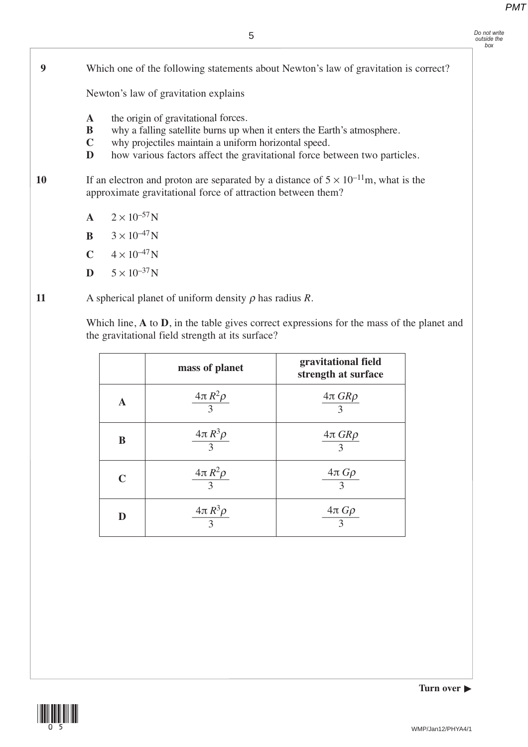**9** Which one of the following statements about Newton's law of gravitation is correct?

Newton's law of gravitation explains

**A** the origin of gravitational forces.
**B** why a falling satellite burns up when it enters the Earth's atmosphere.
**C** why projectiles maintain a uniform horizontal speed.
**D** how various factors affect the gravitational force between two particles.

**10** If an electron and proton are separated by a distance of $5 \times 10^{-11}$ m, what is the approximate gravitational force of attraction between them?

**A** $2 \times 10^{-57}$ N

**B** $3 \times 10^{-47}$ N

**C** $4 \times 10^{-47}$ N

**D** $5 \times 10^{-37}$ N

**11** A spherical planet of uniform density $\rho$ has radius $R$.

Which line, **A** to **D**, in the table gives correct expressions for the mass of the planet and the gravitational field strength at its surface?

| | mass of planet | gravitational field strength at surface |
|---|---|---|
| **A** | $\frac{4\pi R^2 \rho}{3}$ | $\frac{4\pi G R \rho}{3}$ |
| **B** | $\frac{4\pi R^3 \rho}{3}$ | $\frac{4\pi G R \rho}{3}$ |
| **C** | $\frac{4\pi R^2 \rho}{3}$ | $\frac{4\pi G \rho}{3}$ |
| **D** | $\frac{4\pi R^3 \rho}{3}$ | $\frac{4\pi G \rho}{3}$ |

**Turn over ▶**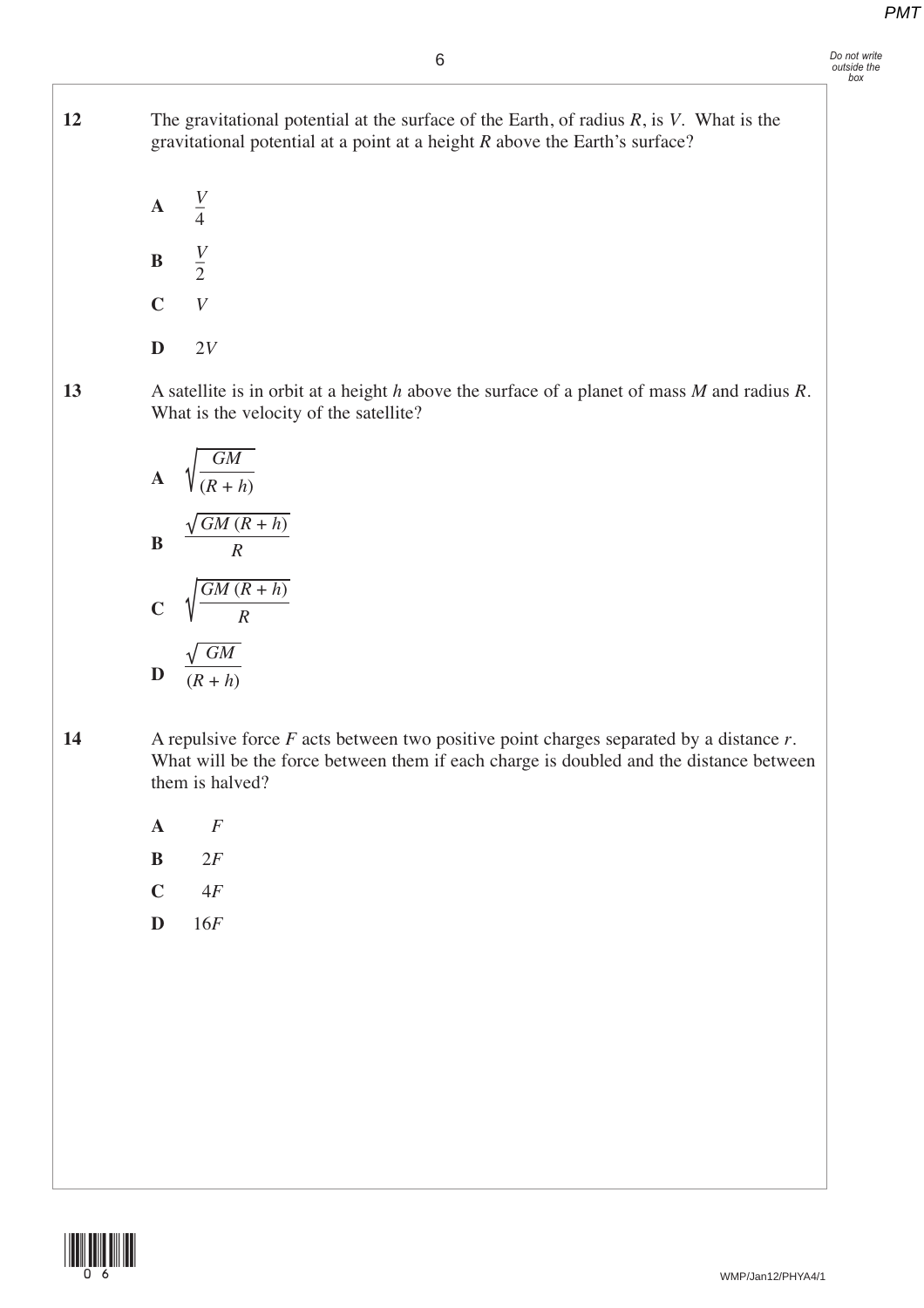**12** The gravitational potential at the surface of the Earth, of radius $R$, is $V$. What is the gravitational potential at a point at a height $R$ above the Earth's surface?

**A** $\dfrac{V}{4}$

**B** $\dfrac{V}{2}$

**C** $V$

**D** $2V$

**13** A satellite is in orbit at a height $h$ above the surface of a planet of mass $M$ and radius $R$. What is the velocity of the satellite?

**A** $\sqrt{\dfrac{GM}{(R+h)}}$

**B** $\dfrac{\sqrt{GM\,(R+h)}}{R}$

**C** $\sqrt{\dfrac{GM\,(R+h)}{R}}$

**D** $\dfrac{\sqrt{GM}}{(R+h)}$

**14** A repulsive force $F$ acts between two positive point charges separated by a distance $r$. What will be the force between them if each charge is doubled and the distance between them is halved?

**A** $F$

**B** $2F$

**C** $4F$

**D** $16F$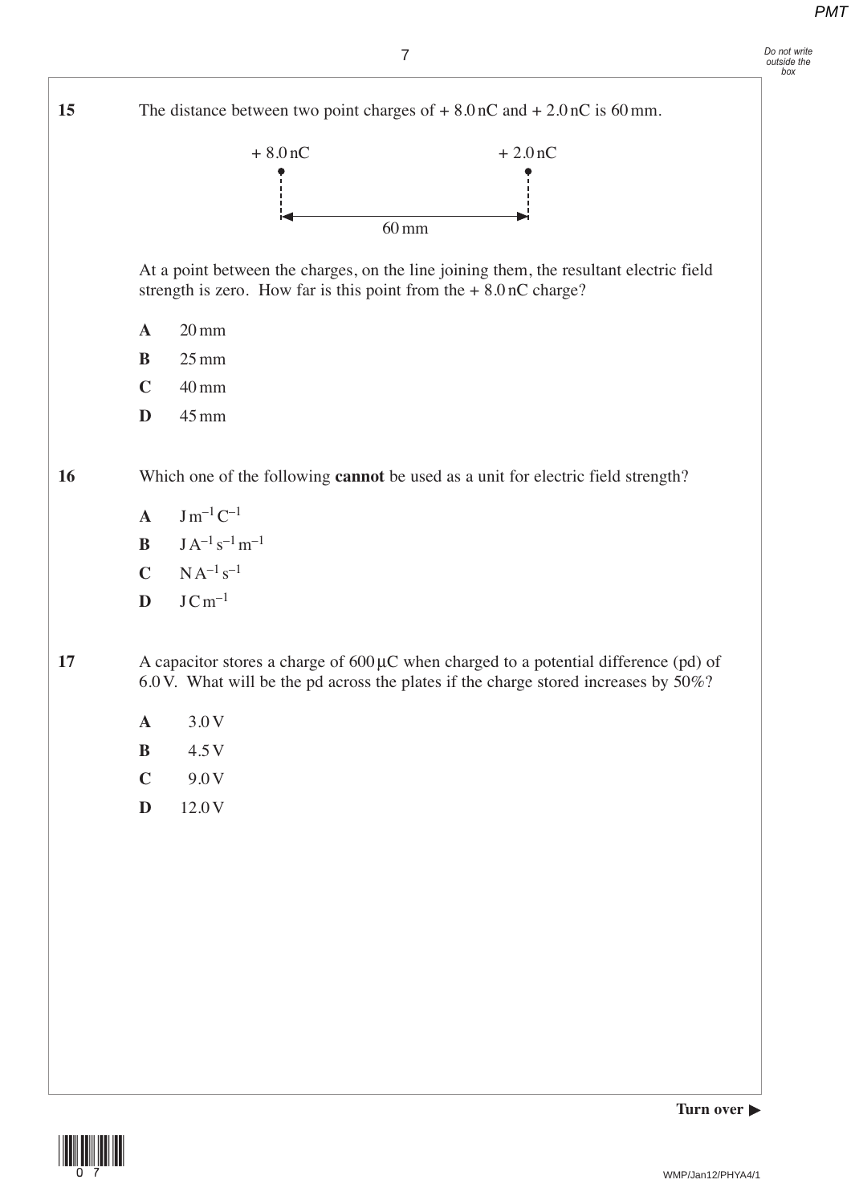**15** The distance between two point charges of + 8.0 nC and + 2.0 nC is 60 mm.

+ 8.0 nC + 2.0 nC

60 mm

At a point between the charges, on the line joining them, the resultant electric field strength is zero. How far is this point from the + 8.0 nC charge?

**A** 20 mm

**B** 25 mm

**C** 40 mm

**D** 45 mm

**16** Which one of the following **cannot** be used as a unit for electric field strength?

**A** $\mathrm{J\,m^{-1}\,C^{-1}}$

**B** $\mathrm{J\,A^{-1}\,s^{-1}\,m^{-1}}$

**C** $\mathrm{N\,A^{-1}\,s^{-1}}$

**D** $\mathrm{J\,C\,m^{-1}}$

**17** A capacitor stores a charge of 600 μC when charged to a potential difference (pd) of 6.0 V. What will be the pd across the plates if the charge stored increases by 50%?

**A** 3.0 V

**B** 4.5 V

**C** 9.0 V

**D** 12.0 V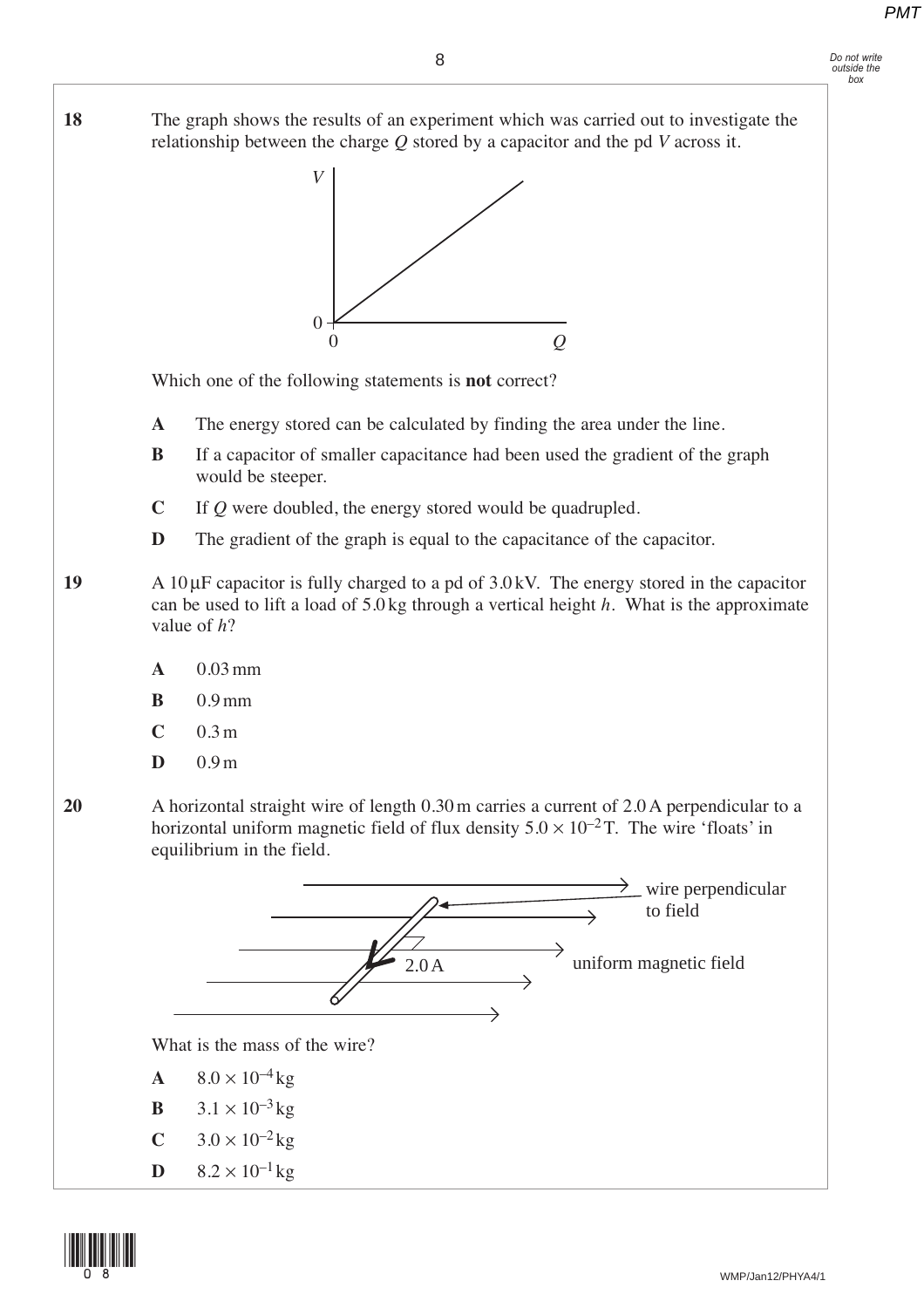**18** The graph shows the results of an experiment which was carried out to investigate the relationship between the charge $Q$ stored by a capacitor and the pd $V$ across it.

Which one of the following statements is **not** correct?

**A** The energy stored can be calculated by finding the area under the line.

**B** If a capacitor of smaller capacitance had been used the gradient of the graph would be steeper.

**C** If $Q$ were doubled, the energy stored would be quadrupled.

**D** The gradient of the graph is equal to the capacitance of the capacitor.

**19** A 10 μF capacitor is fully charged to a pd of 3.0 kV. The energy stored in the capacitor can be used to lift a load of 5.0 kg through a vertical height $h$. What is the approximate value of $h$?

**A** 0.03 mm

**B** 0.9 mm

**C** 0.3 m

**D** 0.9 m

**20** A horizontal straight wire of length 0.30 m carries a current of 2.0 A perpendicular to a horizontal uniform magnetic field of flux density $5.0 \times 10^{-2}$ T. The wire 'floats' in equilibrium in the field.

wire perpendicular to field

2.0 A

uniform magnetic field

What is the mass of the wire?

**A** $8.0 \times 10^{-4}$ kg

**B** $3.1 \times 10^{-3}$ kg

**C** $3.0 \times 10^{-2}$ kg

**D** $8.2 \times 10^{-1}$ kg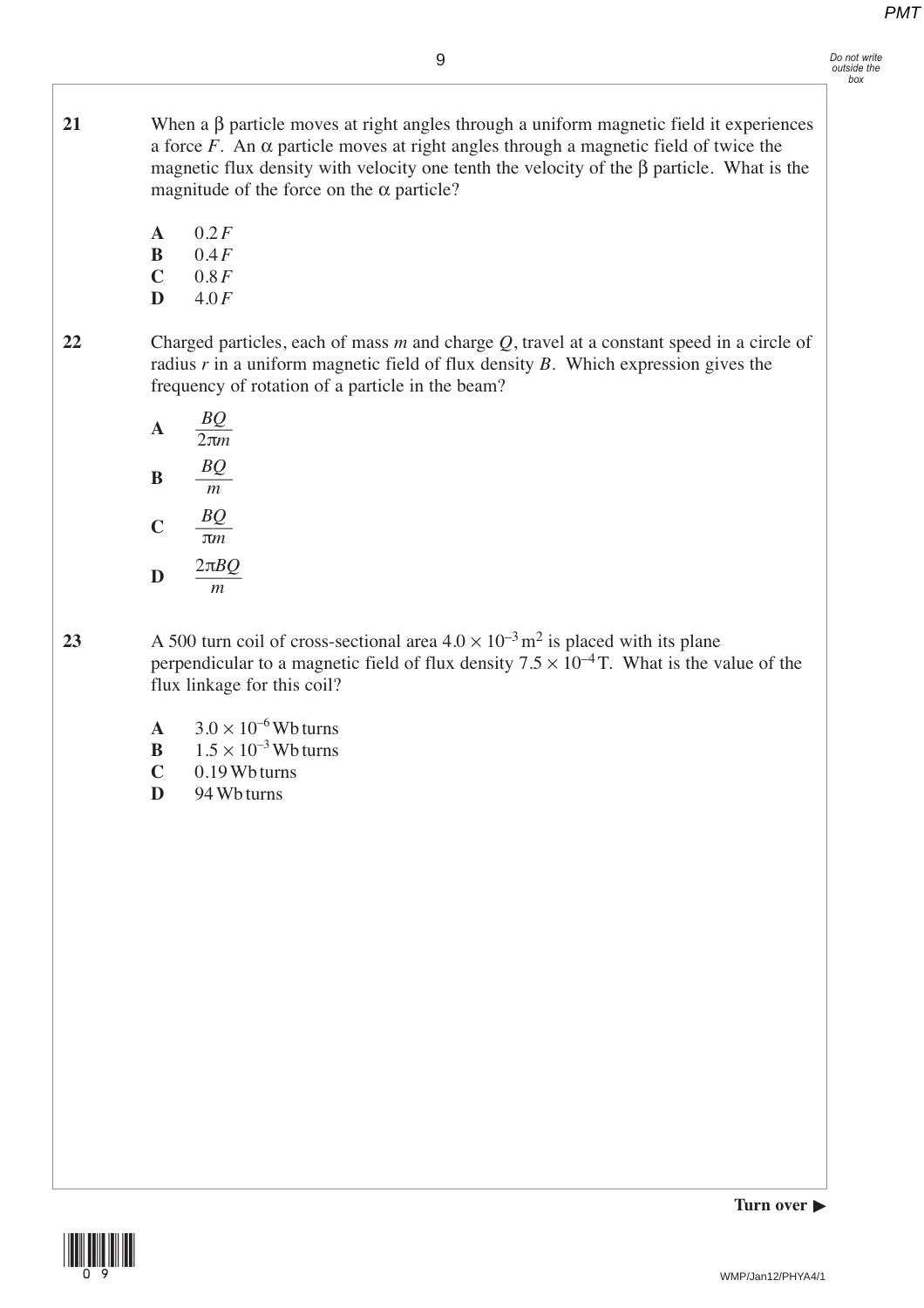**21** When a $\beta$ particle moves at right angles through a uniform magnetic field it experiences a force $F$. An $\alpha$ particle moves at right angles through a magnetic field of twice the magnetic flux density with velocity one tenth the velocity of the $\beta$ particle. What is the magnitude of the force on the $\alpha$ particle?

- **A** $0.2F$
- **B** $0.4F$
- **C** $0.8F$
- **D** $4.0F$

**22** Charged particles, each of mass $m$ and charge $Q$, travel at a constant speed in a circle of radius $r$ in a uniform magnetic field of flux density $B$. Which expression gives the frequency of rotation of a particle in the beam?

- **A** $\dfrac{BQ}{2\pi m}$
- **B** $\dfrac{BQ}{m}$
- **C** $\dfrac{BQ}{\pi m}$
- **D** $\dfrac{2\pi BQ}{m}$

**23** A 500 turn coil of cross-sectional area $4.0 \times 10^{-3}\,\text{m}^2$ is placed with its plane perpendicular to a magnetic field of flux density $7.5 \times 10^{-4}\,\text{T}$. What is the value of the flux linkage for this coil?

- **A** $3.0 \times 10^{-6}$ Wb turns
- **B** $1.5 \times 10^{-3}$ Wb turns
- **C** 0.19 Wb turns
- **D** 94 Wb turns

**Turn over ▶**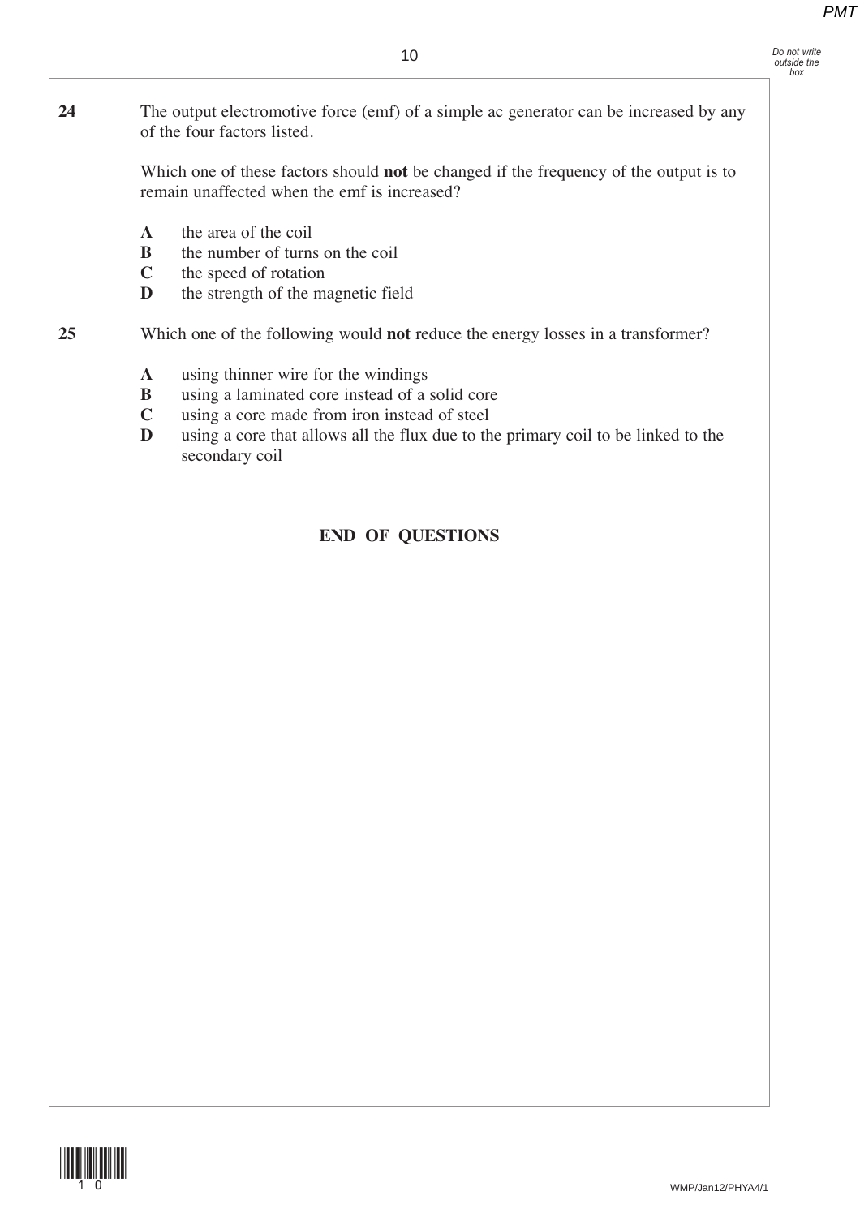**24** The output electromotive force (emf) of a simple ac generator can be increased by any of the four factors listed.

Which one of these factors should **not** be changed if the frequency of the output is to remain unaffected when the emf is increased?

- **A** the area of the coil
- **B** the number of turns on the coil
- **C** the speed of rotation
- **D** the strength of the magnetic field

**25** Which one of the following would **not** reduce the energy losses in a transformer?

- **A** using thinner wire for the windings
- **B** using a laminated core instead of a solid core
- **C** using a core made from iron instead of steel
- **D** using a core that allows all the flux due to the primary coil to be linked to the secondary coil

**END OF QUESTIONS**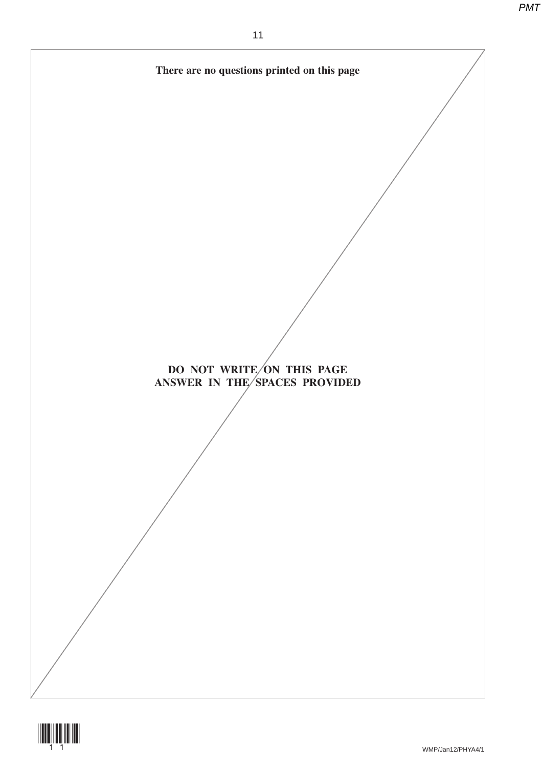**There are no questions printed on this page**

**DO NOT WRITE ON THIS PAGE**
**ANSWER IN THE SPACES PROVIDED**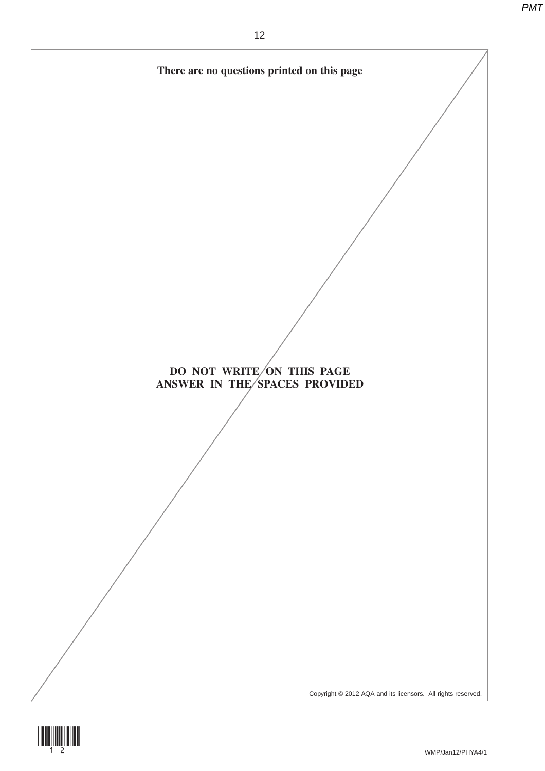**There are no questions printed on this page**

**DO NOT WRITE ON THIS PAGE**
**ANSWER IN THE SPACES PROVIDED**

Copyright © 2012 AQA and its licensors. All rights reserved.